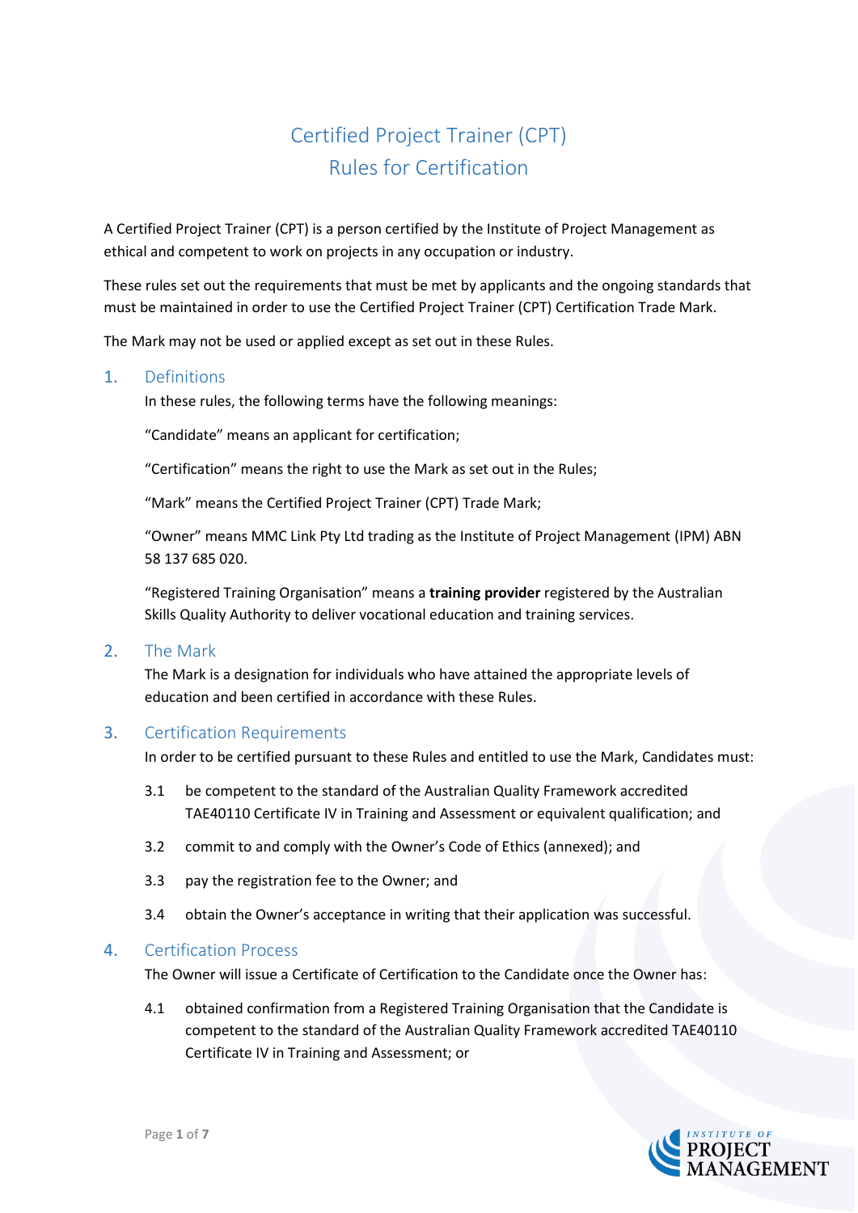# Certified Project Trainer (CPT)
# Rules for Certification

A Certified Project Trainer (CPT) is a person certified by the Institute of Project Management as ethical and competent to work on projects in any occupation or industry.

These rules set out the requirements that must be met by applicants and the ongoing standards that must be maintained in order to use the Certified Project Trainer (CPT) Certification Trade Mark.

The Mark may not be used or applied except as set out in these Rules.

## 1. Definitions

In these rules, the following terms have the following meanings:

"Candidate" means an applicant for certification;

"Certification" means the right to use the Mark as set out in the Rules;

"Mark" means the Certified Project Trainer (CPT) Trade Mark;

"Owner" means MMC Link Pty Ltd trading as the Institute of Project Management (IPM) ABN 58 137 685 020.

"Registered Training Organisation" means a **training provider** registered by the Australian Skills Quality Authority to deliver vocational education and training services.

## 2. The Mark

The Mark is a designation for individuals who have attained the appropriate levels of education and been certified in accordance with these Rules.

## 3. Certification Requirements

In order to be certified pursuant to these Rules and entitled to use the Mark, Candidates must:

3.1 be competent to the standard of the Australian Quality Framework accredited TAE40110 Certificate IV in Training and Assessment or equivalent qualification; and

3.2 commit to and comply with the Owner's Code of Ethics (annexed); and

3.3 pay the registration fee to the Owner; and

3.4 obtain the Owner's acceptance in writing that their application was successful.

## 4. Certification Process

The Owner will issue a Certificate of Certification to the Candidate once the Owner has:

4.1 obtained confirmation from a Registered Training Organisation that the Candidate is competent to the standard of the Australian Quality Framework accredited TAE40110 Certificate IV in Training and Assessment; or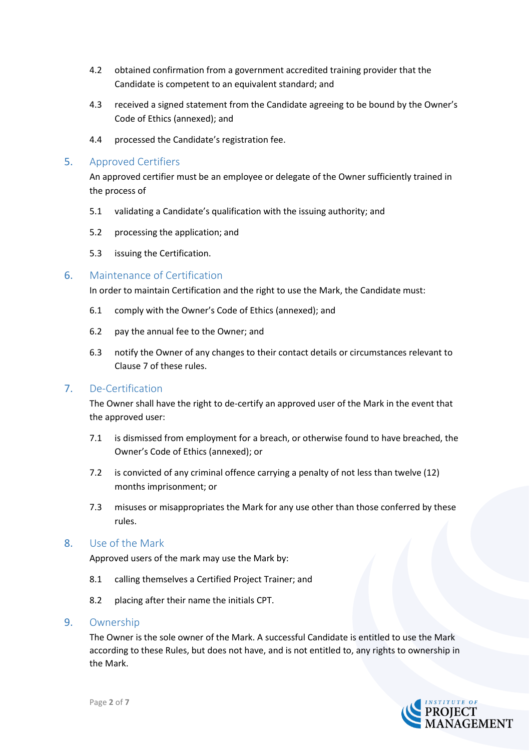4.2 obtained confirmation from a government accredited training provider that the Candidate is competent to an equivalent standard; and

4.3 received a signed statement from the Candidate agreeing to be bound by the Owner's Code of Ethics (annexed); and

4.4 processed the Candidate's registration fee.

## 5. Approved Certifiers

An approved certifier must be an employee or delegate of the Owner sufficiently trained in the process of

5.1 validating a Candidate's qualification with the issuing authority; and

5.2 processing the application; and

5.3 issuing the Certification.

## 6. Maintenance of Certification

In order to maintain Certification and the right to use the Mark, the Candidate must:

6.1 comply with the Owner's Code of Ethics (annexed); and

6.2 pay the annual fee to the Owner; and

6.3 notify the Owner of any changes to their contact details or circumstances relevant to Clause 7 of these rules.

## 7. De-Certification

The Owner shall have the right to de-certify an approved user of the Mark in the event that the approved user:

7.1 is dismissed from employment for a breach, or otherwise found to have breached, the Owner's Code of Ethics (annexed); or

7.2 is convicted of any criminal offence carrying a penalty of not less than twelve (12) months imprisonment; or

7.3 misuses or misappropriates the Mark for any use other than those conferred by these rules.

## 8. Use of the Mark

Approved users of the mark may use the Mark by:

8.1 calling themselves a Certified Project Trainer; and

8.2 placing after their name the initials CPT.

## 9. Ownership

The Owner is the sole owner of the Mark. A successful Candidate is entitled to use the Mark according to these Rules, but does not have, and is not entitled to, any rights to ownership in the Mark.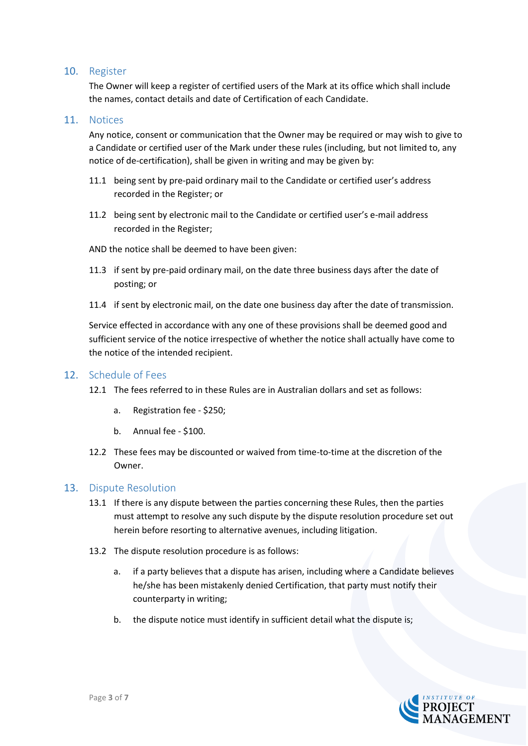## 10. Register

The Owner will keep a register of certified users of the Mark at its office which shall include the names, contact details and date of Certification of each Candidate.

## 11. Notices

Any notice, consent or communication that the Owner may be required or may wish to give to a Candidate or certified user of the Mark under these rules (including, but not limited to, any notice of de-certification), shall be given in writing and may be given by:

11.1 being sent by pre-paid ordinary mail to the Candidate or certified user's address recorded in the Register; or

11.2 being sent by electronic mail to the Candidate or certified user's e-mail address recorded in the Register;

AND the notice shall be deemed to have been given:

11.3 if sent by pre-paid ordinary mail, on the date three business days after the date of posting; or

11.4 if sent by electronic mail, on the date one business day after the date of transmission.

Service effected in accordance with any one of these provisions shall be deemed good and sufficient service of the notice irrespective of whether the notice shall actually have come to the notice of the intended recipient.

## 12. Schedule of Fees

12.1 The fees referred to in these Rules are in Australian dollars and set as follows:

a. Registration fee - $250;

b. Annual fee - $100.

12.2 These fees may be discounted or waived from time-to-time at the discretion of the Owner.

## 13. Dispute Resolution

13.1 If there is any dispute between the parties concerning these Rules, then the parties must attempt to resolve any such dispute by the dispute resolution procedure set out herein before resorting to alternative avenues, including litigation.

13.2 The dispute resolution procedure is as follows:

a. if a party believes that a dispute has arisen, including where a Candidate believes he/she has been mistakenly denied Certification, that party must notify their counterparty in writing;

b. the dispute notice must identify in sufficient detail what the dispute is;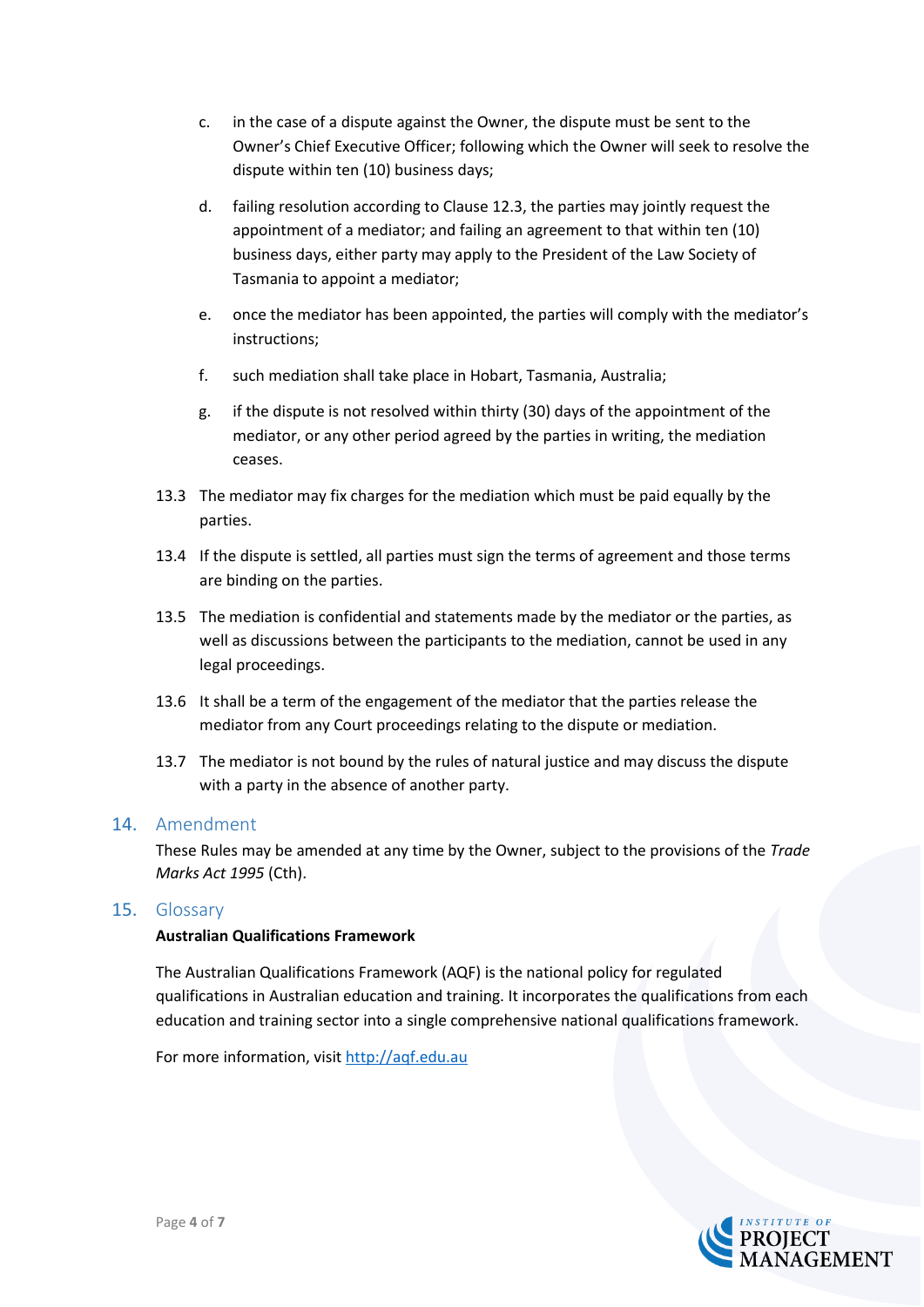c. in the case of a dispute against the Owner, the dispute must be sent to the Owner's Chief Executive Officer; following which the Owner will seek to resolve the dispute within ten (10) business days;

d. failing resolution according to Clause 12.3, the parties may jointly request the appointment of a mediator; and failing an agreement to that within ten (10) business days, either party may apply to the President of the Law Society of Tasmania to appoint a mediator;

e. once the mediator has been appointed, the parties will comply with the mediator's instructions;

f. such mediation shall take place in Hobart, Tasmania, Australia;

g. if the dispute is not resolved within thirty (30) days of the appointment of the mediator, or any other period agreed by the parties in writing, the mediation ceases.

13.3 The mediator may fix charges for the mediation which must be paid equally by the parties.

13.4 If the dispute is settled, all parties must sign the terms of agreement and those terms are binding on the parties.

13.5 The mediation is confidential and statements made by the mediator or the parties, as well as discussions between the participants to the mediation, cannot be used in any legal proceedings.

13.6 It shall be a term of the engagement of the mediator that the parties release the mediator from any Court proceedings relating to the dispute or mediation.

13.7 The mediator is not bound by the rules of natural justice and may discuss the dispute with a party in the absence of another party.

## 14. Amendment

These Rules may be amended at any time by the Owner, subject to the provisions of the *Trade Marks Act 1995* (Cth).

## 15. Glossary

**Australian Qualifications Framework**

The Australian Qualifications Framework (AQF) is the national policy for regulated qualifications in Australian education and training. It incorporates the qualifications from each education and training sector into a single comprehensive national qualifications framework.

For more information, visit [http://aqf.edu.au](http://aqf.edu.au)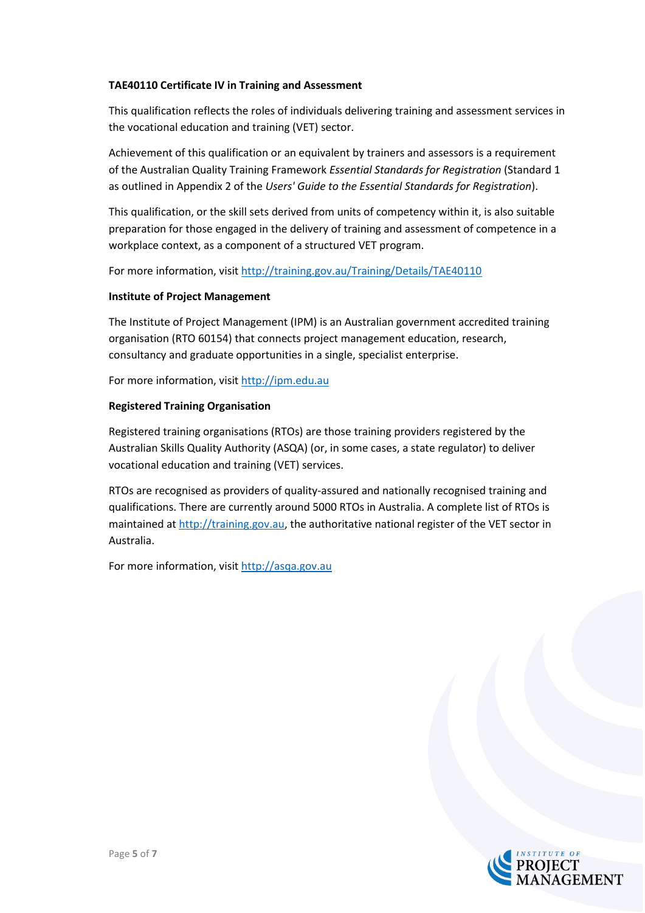**TAE40110 Certificate IV in Training and Assessment**

This qualification reflects the roles of individuals delivering training and assessment services in the vocational education and training (VET) sector.

Achievement of this qualification or an equivalent by trainers and assessors is a requirement of the Australian Quality Training Framework *Essential Standards for Registration* (Standard 1 as outlined in Appendix 2 of the *Users' Guide to the Essential Standards for Registration*).

This qualification, or the skill sets derived from units of competency within it, is also suitable preparation for those engaged in the delivery of training and assessment of competence in a workplace context, as a component of a structured VET program.

For more information, visit http://training.gov.au/Training/Details/TAE40110

**Institute of Project Management**

The Institute of Project Management (IPM) is an Australian government accredited training organisation (RTO 60154) that connects project management education, research, consultancy and graduate opportunities in a single, specialist enterprise.

For more information, visit http://ipm.edu.au

**Registered Training Organisation**

Registered training organisations (RTOs) are those training providers registered by the Australian Skills Quality Authority (ASQA) (or, in some cases, a state regulator) to deliver vocational education and training (VET) services.

RTOs are recognised as providers of quality-assured and nationally recognised training and qualifications. There are currently around 5000 RTOs in Australia. A complete list of RTOs is maintained at http://training.gov.au, the authoritative national register of the VET sector in Australia.

For more information, visit http://asqa.gov.au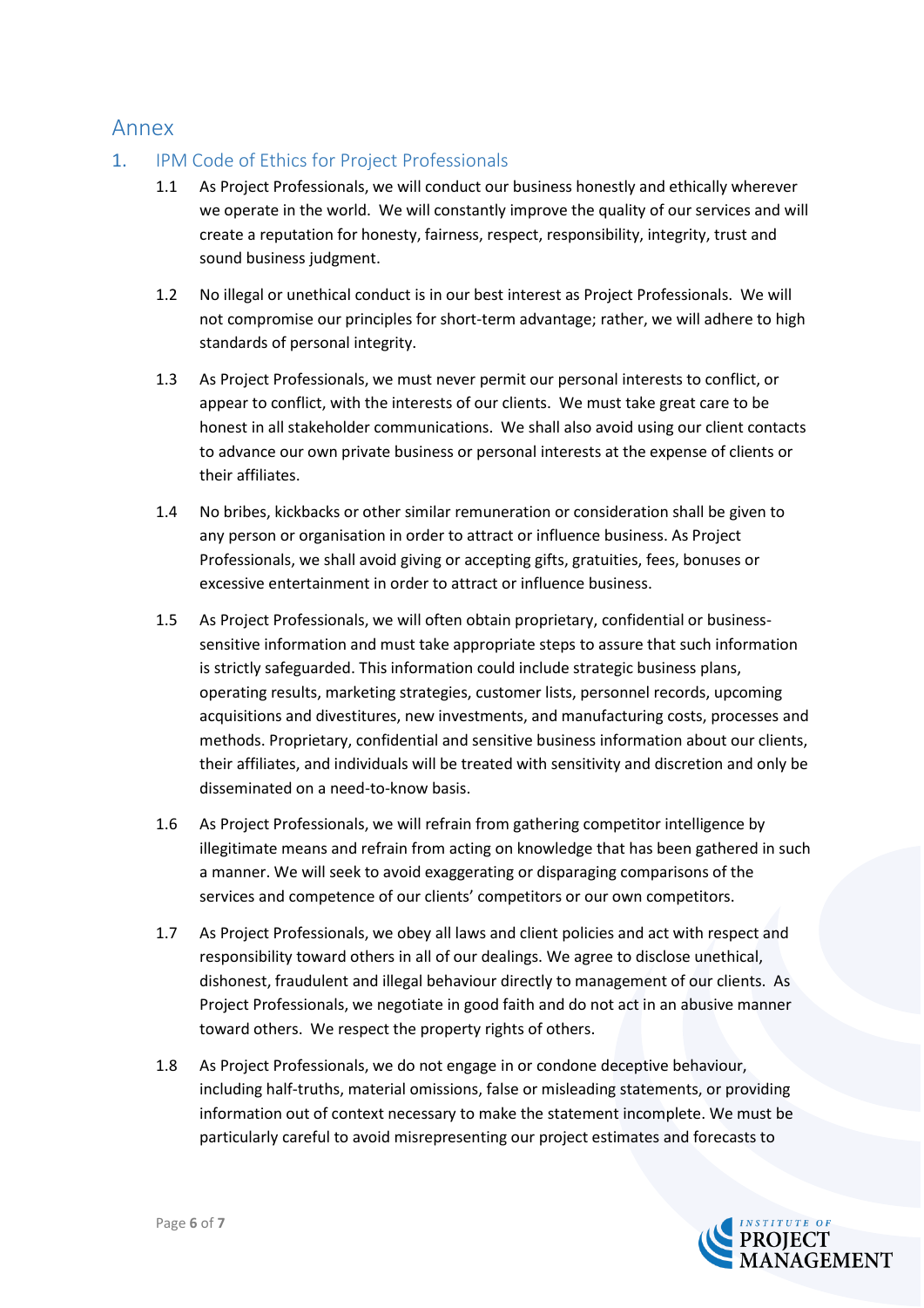# Annex

## 1. IPM Code of Ethics for Project Professionals

1.1 As Project Professionals, we will conduct our business honestly and ethically wherever we operate in the world. We will constantly improve the quality of our services and will create a reputation for honesty, fairness, respect, responsibility, integrity, trust and sound business judgment.

1.2 No illegal or unethical conduct is in our best interest as Project Professionals. We will not compromise our principles for short-term advantage; rather, we will adhere to high standards of personal integrity.

1.3 As Project Professionals, we must never permit our personal interests to conflict, or appear to conflict, with the interests of our clients. We must take great care to be honest in all stakeholder communications. We shall also avoid using our client contacts to advance our own private business or personal interests at the expense of clients or their affiliates.

1.4 No bribes, kickbacks or other similar remuneration or consideration shall be given to any person or organisation in order to attract or influence business. As Project Professionals, we shall avoid giving or accepting gifts, gratuities, fees, bonuses or excessive entertainment in order to attract or influence business.

1.5 As Project Professionals, we will often obtain proprietary, confidential or business-sensitive information and must take appropriate steps to assure that such information is strictly safeguarded. This information could include strategic business plans, operating results, marketing strategies, customer lists, personnel records, upcoming acquisitions and divestitures, new investments, and manufacturing costs, processes and methods. Proprietary, confidential and sensitive business information about our clients, their affiliates, and individuals will be treated with sensitivity and discretion and only be disseminated on a need-to-know basis.

1.6 As Project Professionals, we will refrain from gathering competitor intelligence by illegitimate means and refrain from acting on knowledge that has been gathered in such a manner. We will seek to avoid exaggerating or disparaging comparisons of the services and competence of our clients' competitors or our own competitors.

1.7 As Project Professionals, we obey all laws and client policies and act with respect and responsibility toward others in all of our dealings. We agree to disclose unethical, dishonest, fraudulent and illegal behaviour directly to management of our clients. As Project Professionals, we negotiate in good faith and do not act in an abusive manner toward others. We respect the property rights of others.

1.8 As Project Professionals, we do not engage in or condone deceptive behaviour, including half-truths, material omissions, false or misleading statements, or providing information out of context necessary to make the statement incomplete. We must be particularly careful to avoid misrepresenting our project estimates and forecasts to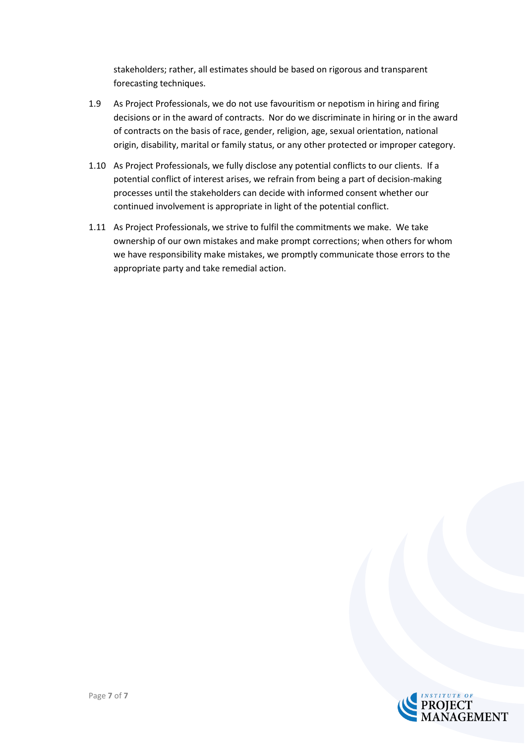stakeholders; rather, all estimates should be based on rigorous and transparent forecasting techniques.

1.9 As Project Professionals, we do not use favouritism or nepotism in hiring and firing decisions or in the award of contracts. Nor do we discriminate in hiring or in the award of contracts on the basis of race, gender, religion, age, sexual orientation, national origin, disability, marital or family status, or any other protected or improper category.

1.10 As Project Professionals, we fully disclose any potential conflicts to our clients. If a potential conflict of interest arises, we refrain from being a part of decision-making processes until the stakeholders can decide with informed consent whether our continued involvement is appropriate in light of the potential conflict.

1.11 As Project Professionals, we strive to fulfil the commitments we make. We take ownership of our own mistakes and make prompt corrections; when others for whom we have responsibility make mistakes, we promptly communicate those errors to the appropriate party and take remedial action.